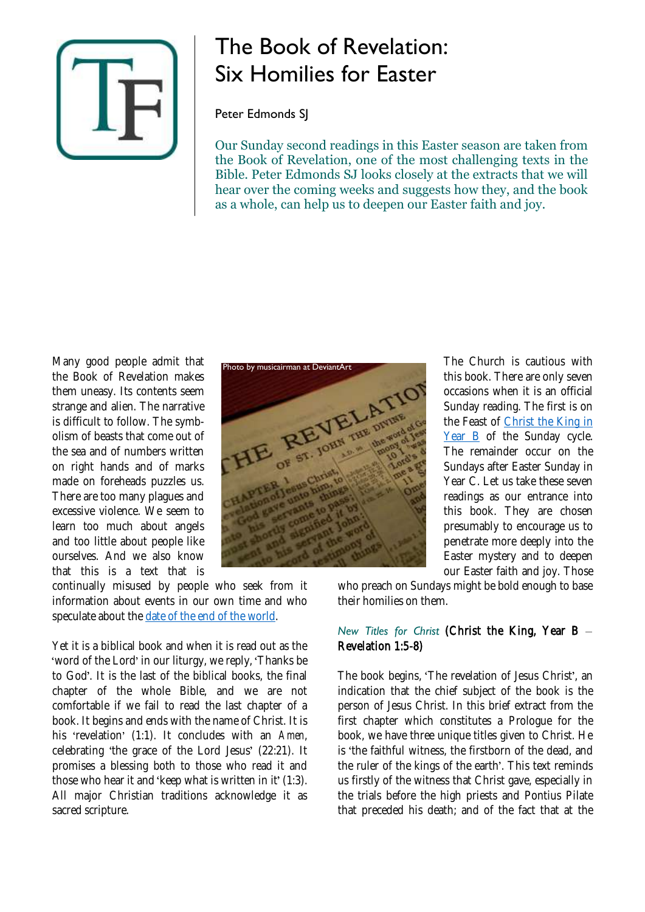# The Book of Revelation: Six Homilies for Easter

Peter Edmonds SJ

Our Sunday second readings in this Easter season are taken from the Book of Revelation, one of the most challenging texts in the Bible. Peter Edmonds SJ looks closely at the extracts that we will hear over the coming weeks and suggests how they, and the book as a whole, can help us to deepen our Easter faith and joy.

Photo by musicairman at DeviantArt

Many good people admit that the Book of Revelation makes them uneasy. Its contents seem strange and alien. The narrative is difficult to follow. The symbolism of beasts that come out of the sea and of numbers written on right hands and of marks made on foreheads puzzles us. There are too many plagues and excessive violence. We seem to learn too much about angels and too little about people like ourselves. And we also know that this is a text that is continually misused by people who seek from it information about events in our own time and who speculate about the date of the end of the world.

Yet it is a biblical book and when it is read out as the 'word of the Lord' in our liturgy, we reply, 'Thanks be to God'. It is the last of the biblical books, the final chapter of the whole Bible, and we are not comfortable if we fail to read the last chapter of a book. It begins and ends with the name of Christ. It is his 'revelation' (1:1). It concludes with an *Amen*, celebrating 'the grace of the Lord Jesus' (22:21). It promises a blessing both to those who read it and those who hear it and 'keep what is written in it' (1:3). All major Christian traditions acknowledge it as sacred scripture.

The Church is cautious with this book. There are only seven occasions when it is an official Sunday reading. The first is on the Feast of Christ the King in Year B of the Sunday cycle. The remainder occur on the Sundays after Easter Sunday in Year C. Let us take these seven readings as our entrance into this book. They are chosen presumably to encourage us to penetrate more deeply into the Easter mystery and to deepen our Easter faith and joy. Those who preach on Sundays might be bold enough to base their homilies on them.

### *New Titles for Christ* (Christ the King, Year B – Revelation 1:5-8)

The book begins, 'The revelation of Jesus Christ', an indication that the chief subject of the book is the person of Jesus Christ. In this brief extract from the first chapter which constitutes a Prologue for the book, we have three unique titles given to Christ. He is 'the faithful witness, the firstborn of the dead, and the ruler of the kings of the earth'. This text reminds us firstly of the witness that Christ gave, especially in the trials before the high priests and Pontius Pilate that preceded his death; and of the fact that at the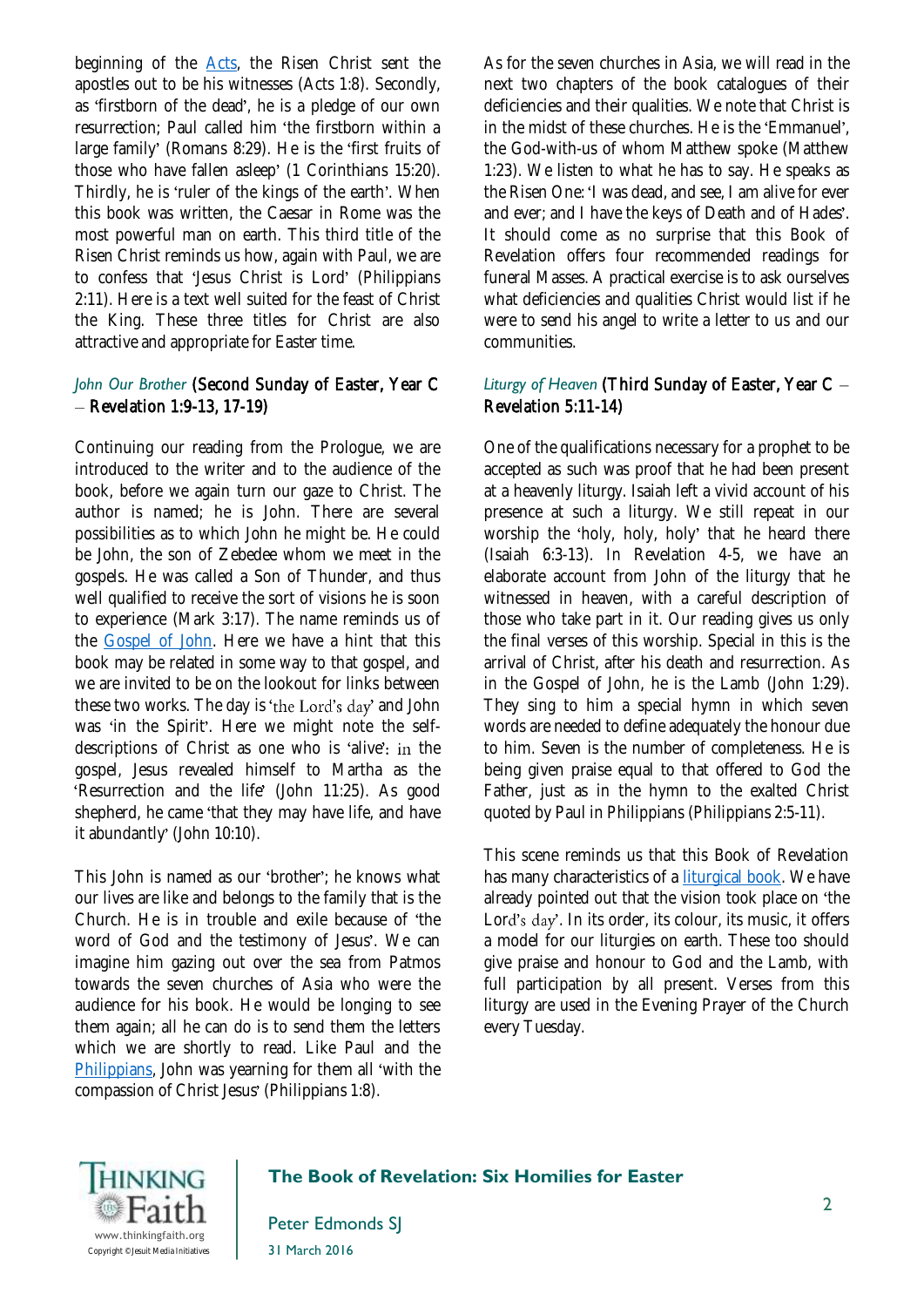beginning of the Acts, the Risen Christ sent the apostles out to be his witnesses (Acts 1:8). Secondly, as 'firstborn of the dead', he is a pledge of our own resurrection; Paul called him 'the firstborn within a large family' (Romans 8:29). He is the 'first fruits of those who have fallen asleep' (1 Corinthians 15:20). Thirdly, he is 'ruler of the kings of the earth'. When this book was written, the Caesar in Rome was the most powerful man on earth. This third title of the Risen Christ reminds us how, again with Paul, we are to confess that 'Jesus Christ is Lord' (Philippians 2:11). Here is a text well suited for the feast of Christ the King. These three titles for Christ are also attractive and appropriate for Easter time.

### *John Our Brother* (Second Sunday of Easter, Year C – Revelation 1:9-13, 17-19)

Continuing our reading from the Prologue, we are introduced to the writer and to the audience of the book, before we again turn our gaze to Christ. The author is named; he is John. There are several possibilities as to which John he might be. He could be John, the son of Zebedee whom we meet in the gospels. He was called a Son of Thunder, and thus well qualified to receive the sort of visions he is soon to experience (Mark 3:17). The name reminds us of the Gospel of John. Here we have a hint that this book may be related in some way to that gospel, and we are invited to be on the lookout for links between these two works. The day is 'the Lord's day' and John was 'in the Spirit'. Here we might note the self-descriptions of Christ as one who is 'alive': in the gospel, Jesus revealed himself to Martha as the 'Resurrection and the life' (John 11:25). As good shepherd, he came 'that they may have life, and have it abundantly' (John 10:10).

This John is named as our 'brother'; he knows what our lives are like and belongs to the family that is the Church. He is in trouble and exile because of 'the word of God and the testimony of Jesus'. We can imagine him gazing out over the sea from Patmos towards the seven churches of Asia who were the audience for his book. He would be longing to see them again; all he can do is to send them the letters which we are shortly to read. Like Paul and the Philippians, John was yearning for them all 'with the compassion of Christ Jesus' (Philippians 1:8).

As for the seven churches in Asia, we will read in the next two chapters of the book catalogues of their deficiencies and their qualities. We note that Christ is in the midst of these churches. He is the 'Emmanuel', the God-with-us of whom Matthew spoke (Matthew 1:23). We listen to what he has to say. He speaks as the Risen One: 'I was dead, and see, I am alive for ever and ever; and I have the keys of Death and of Hades'. It should come as no surprise that this Book of Revelation offers four recommended readings for funeral Masses. A practical exercise is to ask ourselves what deficiencies and qualities Christ would list if he were to send his angel to write a letter to us and our communities.

### *Liturgy of Heaven* (Third Sunday of Easter, Year C – Revelation 5:11-14)

One of the qualifications necessary for a prophet to be accepted as such was proof that he had been present at a heavenly liturgy. Isaiah left a vivid account of his presence at such a liturgy. We still repeat in our worship the 'holy, holy, holy' that he heard there (Isaiah 6:3-13). In Revelation 4-5, we have an elaborate account from John of the liturgy that he witnessed in heaven, with a careful description of those who take part in it. Our reading gives us only the final verses of this worship. Special in this is the arrival of Christ, after his death and resurrection. As in the Gospel of John, he is the Lamb (John 1:29). They sing to him a special hymn in which seven words are needed to define adequately the honour due to him. Seven is the number of completeness. He is being given praise equal to that offered to God the Father, just as in the hymn to the exalted Christ quoted by Paul in Philippians (Philippians 2:5-11).

This scene reminds us that this Book of Revelation has many characteristics of a liturgical book. We have already pointed out that the vision took place on 'the Lord's day'. In its order, its colour, its music, it offers a model for our liturgies on earth. These too should give praise and honour to God and the Lamb, with full participation by all present. Verses from this liturgy are used in the Evening Prayer of the Church every Tuesday.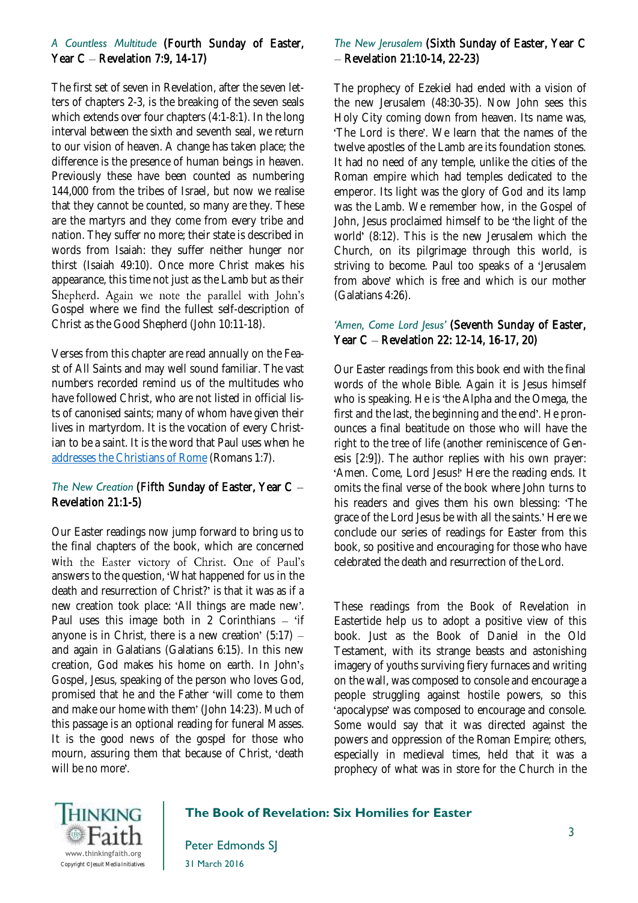### *A Countless Multitude* (Fourth Sunday of Easter, Year C – Revelation 7:9, 14-17)

The first set of seven in Revelation, after the seven letters of chapters 2-3, is the breaking of the seven seals which extends over four chapters (4:1-8:1). In the long interval between the sixth and seventh seal, we return to our vision of heaven. A change has taken place; the difference is the presence of human beings in heaven. Previously these have been counted as numbering 144,000 from the tribes of Israel, but now we realise that they cannot be counted, so many are they. These are the martyrs and they come from every tribe and nation. They suffer no more; their state is described in words from Isaiah: they suffer neither hunger nor thirst (Isaiah 49:10). Once more Christ makes his appearance, this time not just as the Lamb but as their Shepherd. Again we note the parallel with John's Gospel where we find the fullest self-description of Christ as the Good Shepherd (John 10:11-18).

Verses from this chapter are read annually on the Feast of All Saints and may well sound familiar. The vast numbers recorded remind us of the multitudes who have followed Christ, who are not listed in official lists of canonised saints; many of whom have given their lives in martyrdom. It is the vocation of every Christian to be a saint. It is the word that Paul uses when he addresses the Christians of Rome (Romans 1:7).

### *The New Creation* (Fifth Sunday of Easter, Year C – Revelation 21:1-5)

Our Easter readings now jump forward to bring us to the final chapters of the book, which are concerned with the Easter victory of Christ. One of Paul's answers to the question, 'What happened for us in the death and resurrection of Christ?' is that it was as if a new creation took place: 'All things are made new'. Paul uses this image both in 2 Corinthians – 'if anyone is in Christ, there is a new creation' (5:17) – and again in Galatians (Galatians 6:15). In this new creation, God makes his home on earth. In John's Gospel, Jesus, speaking of the person who loves God, promised that he and the Father 'will come to them and make our home with them' (John 14:23). Much of this passage is an optional reading for funeral Masses. It is the good news of the gospel for those who mourn, assuring them that because of Christ, 'death will be no more'.

### *The New Jerusalem* (Sixth Sunday of Easter, Year C – Revelation 21:10-14, 22-23)

The prophecy of Ezekiel had ended with a vision of the new Jerusalem (48:30-35). Now John sees this Holy City coming down from heaven. Its name was, 'The Lord is there'. We learn that the names of the twelve apostles of the Lamb are its foundation stones. It had no need of any temple, unlike the cities of the Roman empire which had temples dedicated to the emperor. Its light was the glory of God and its lamp was the Lamb. We remember how, in the Gospel of John, Jesus proclaimed himself to be 'the light of the world' (8:12). This is the new Jerusalem which the Church, on its pilgrimage through this world, is striving to become. Paul too speaks of a 'Jerusalem from above' which is free and which is our mother (Galatians 4:26).

### *'Amen, Come Lord Jesus'* (Seventh Sunday of Easter, Year C – Revelation 22: 12-14, 16-17, 20)

Our Easter readings from this book end with the final words of the whole Bible. Again it is Jesus himself who is speaking. He is 'the Alpha and the Omega, the first and the last, the beginning and the end'. He pronounces a final beatitude on those who will have the right to the tree of life (another reminiscence of Genesis [2:9]). The author replies with his own prayer: 'Amen. Come, Lord Jesus!' Here the reading ends. It omits the final verse of the book where John turns to his readers and gives them his own blessing: 'The grace of the Lord Jesus be with all the saints.' Here we conclude our series of readings for Easter from this book, so positive and encouraging for those who have celebrated the death and resurrection of the Lord.

These readings from the Book of Revelation in Eastertide help us to adopt a positive view of this book. Just as the Book of Daniel in the Old Testament, with its strange beasts and astonishing imagery of youths surviving fiery furnaces and writing on the wall, was composed to console and encourage a people struggling against hostile powers, so this 'apocalypse' was composed to encourage and console. Some would say that it was directed against the powers and oppression of the Roman Empire; others, especially in medieval times, held that it was a prophecy of what was in store for the Church in the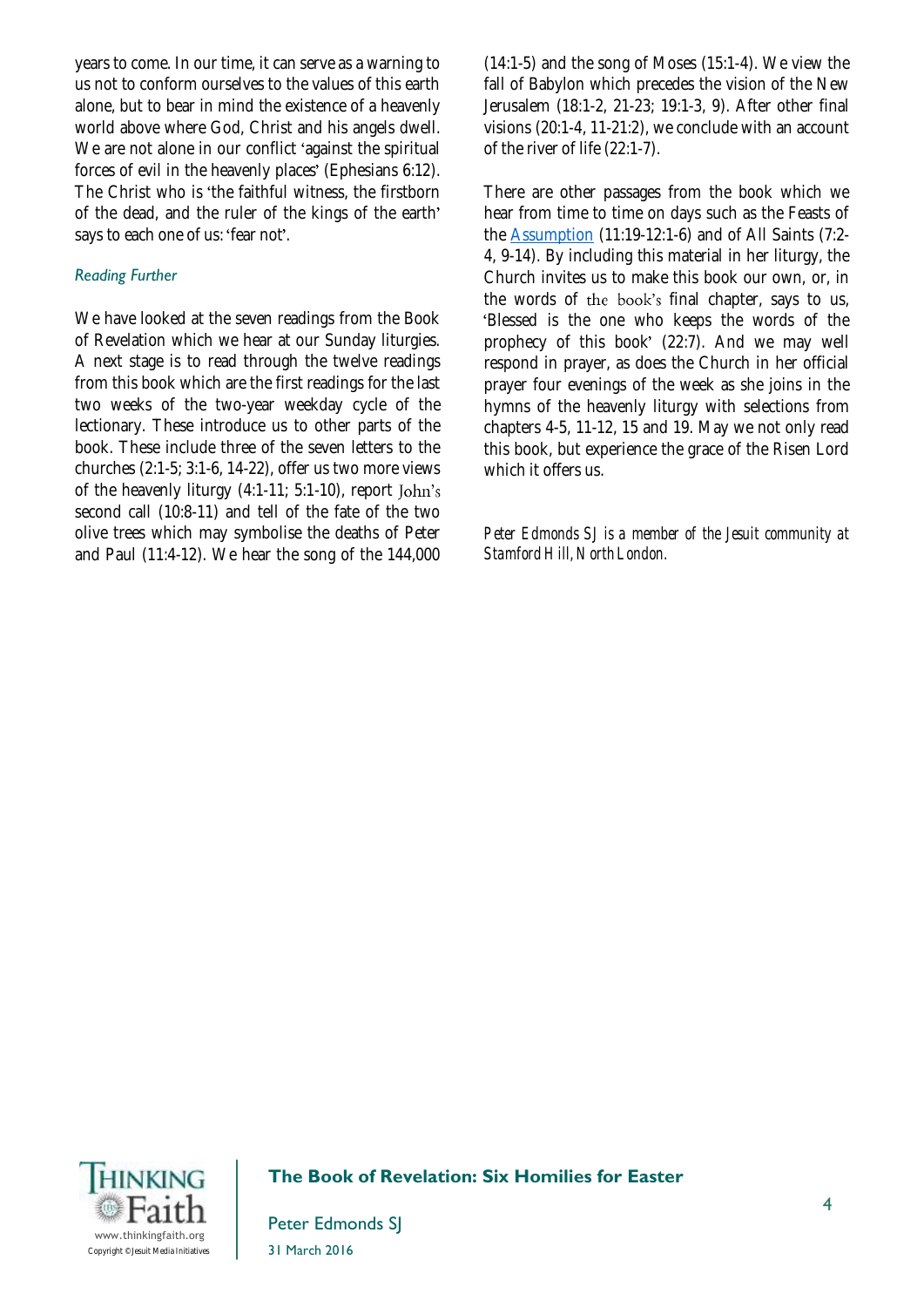years to come. In our time, it can serve as a warning to us not to conform ourselves to the values of this earth alone, but to bear in mind the existence of a heavenly world above where God, Christ and his angels dwell. We are not alone in our conflict 'against the spiritual forces of evil in the heavenly places' (Ephesians 6:12). The Christ who is 'the faithful witness, the firstborn of the dead, and the ruler of the kings of the earth' says to each one of us: 'fear not'.

*Reading Further*

We have looked at the seven readings from the Book of Revelation which we hear at our Sunday liturgies. A next stage is to read through the twelve readings from this book which are the first readings for the last two weeks of the two-year weekday cycle of the lectionary. These introduce us to other parts of the book. These include three of the seven letters to the churches (2:1-5; 3:1-6, 14-22), offer us two more views of the heavenly liturgy (4:1-11; 5:1-10), report John's second call (10:8-11) and tell of the fate of the two olive trees which may symbolise the deaths of Peter and Paul (11:4-12). We hear the song of the 144,000 (14:1-5) and the song of Moses (15:1-4). We view the fall of Babylon which precedes the vision of the New Jerusalem (18:1-2, 21-23; 19:1-3, 9). After other final visions (20:1-4, 11-21:2), we conclude with an account of the river of life (22:1-7).

There are other passages from the book which we hear from time to time on days such as the Feasts of the Assumption (11:19-12:1-6) and of All Saints (7:2-4, 9-14). By including this material in her liturgy, the Church invites us to make this book our own, or, in the words of the book's final chapter, says to us, 'Blessed is the one who keeps the words of the prophecy of this book' (22:7). And we may well respond in prayer, as does the Church in her official prayer four evenings of the week as she joins in the hymns of the heavenly liturgy with selections from chapters 4-5, 11-12, 15 and 19. May we not only read this book, but experience the grace of the Risen Lord which it offers us.

*Peter Edmonds SJ is a member of the Jesuit community at Stamford Hill, North London.*